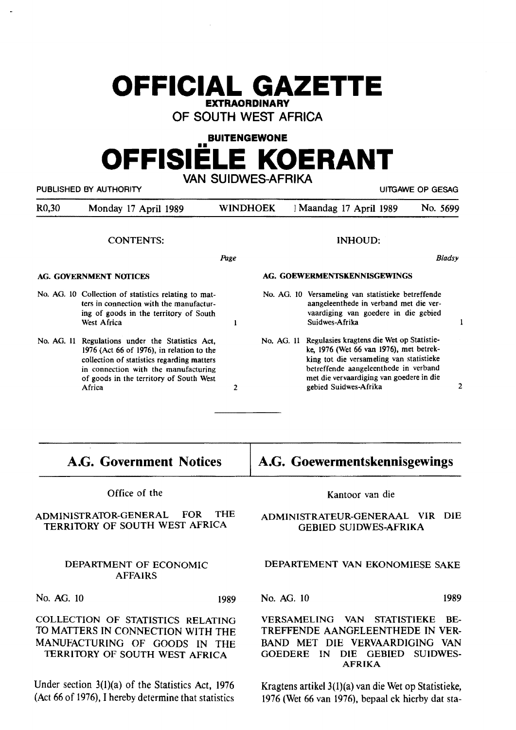# OFFICIAL GAZETTE

**EXTRAORDINARY**

**OF SOUTH WEST AFRICA**

**BUITENGEWONE**

# OFFISIËLE KOERANT

**VAN SUIDWES-AFRIKA**

PUBLISHED BY AUTHORITY — UITGAWE OP GESAG

R0,30 | Monday 17 April 1989 | WINDHOEK | Maandag 17 April 1989 | No. 5699

## CONTENTS:

| | Page |
|---|---|
| **AG. GOVERNMENT NOTICES** | |
| No. AG. 10 Collection of statistics relating to matters in connection with the manufacturing of goods in the territory of South West Africa | 1 |
| No. AG. 11 Regulations under the Statistics Act, 1976 (Act 66 of 1976), in relation to the collection of statistics regarding matters in connection with the manufacturing of goods in the territory of South West Africa | 2 |

## INHOUD:

| | Bladsy |
|---|---|
| **AG. GOEWERMENTSKENNISGEWINGS** | |
| No. AG. 10 Versameling van statistieke betreffende aangeleenthede in verband met die vervaardiging van goedere in die gebied Suidwes-Afrika | 1 |
| No. AG. 11 Regulasies kragtens die Wet op Statistieke, 1976 (Wet 66 van 1976), met betrekking tot die versameling van statistieke betreffende aangeleenthede in verband met die vervaardiging van goedere in die gebied Suidwes-Afrika | 2 |

## A.G. Government Notices

Office of the

ADMINISTRATOR-GENERAL FOR THE TERRITORY OF SOUTH WEST AFRICA

DEPARTMENT OF ECONOMIC AFFAIRS

No. AG. 10 1989

COLLECTION OF STATISTICS RELATING TO MATTERS IN CONNECTION WITH THE MANUFACTURING OF GOODS IN THE TERRITORY OF SOUTH WEST AFRICA

Under section 3(1)(a) of the Statistics Act, 1976 (Act 66 of 1976), I hereby determine that statistics

## A.G. Goewermentskennisgewings

Kantoor van die

ADMINISTRATEUR-GENERAAL VIR DIE GEBIED SUIDWES-AFRIKA

DEPARTEMENT VAN EKONOMIESE SAKE

No. AG. 10 1989

VERSAMELING VAN STATISTIEKE BETREFFENDE AANGELEENTHEDE IN VERBAND MET DIE VERVAARDIGING VAN GOEDERE IN DIE GEBIED SUIDWES-AFRIKA

Kragtens artikel 3(1)(a) van die Wet op Statistieke, 1976 (Wet 66 van 1976), bepaal ek hierby dat sta-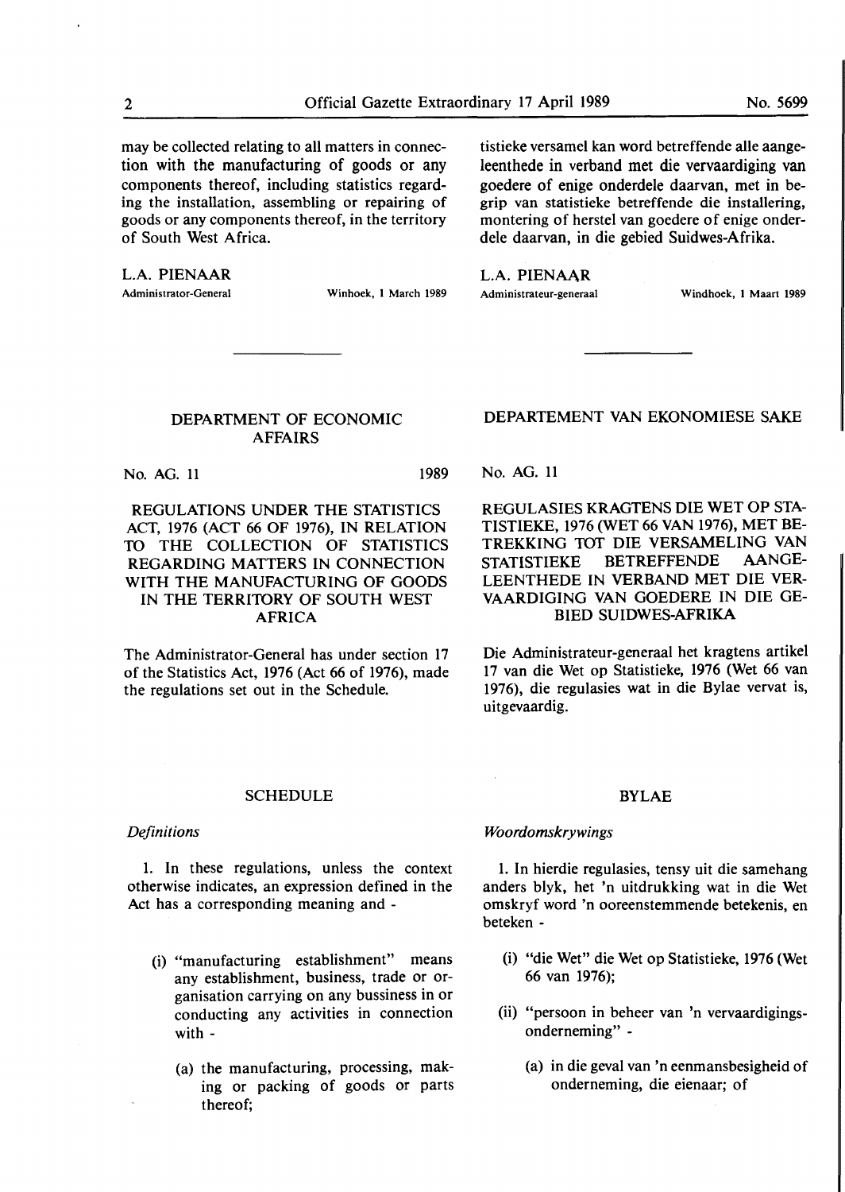may be collected relating to all matters in connection with the manufacturing of goods or any components thereof, including statistics regarding the installation, assembling or repairing of goods or any components thereof, in the territory of South West Africa.

L.A. PIENAAR
Administrator-General — Winhoek, 1 March 1989

tistieke versamel kan word betreffende alle aangeleenthede in verband met die vervaardiging van goedere of enige onderdele daarvan, met in begrip van statistieke betreffende die installering, montering of herstel van goedere of enige onderdele daarvan, in die gebied Suidwes-Afrika.

L.A. PIENAAR
Administrateur-generaal — Windhoek, 1 Maart 1989

---

## DEPARTMENT OF ECONOMIC AFFAIRS

No. AG. 11 — 1989

**REGULATIONS UNDER THE STATISTICS ACT, 1976 (ACT 66 OF 1976), IN RELATION TO THE COLLECTION OF STATISTICS REGARDING MATTERS IN CONNECTION WITH THE MANUFACTURING OF GOODS IN THE TERRITORY OF SOUTH WEST AFRICA**

The Administrator-General has under section 17 of the Statistics Act, 1976 (Act 66 of 1976), made the regulations set out in the Schedule.

## DEPARTEMENT VAN EKONOMIESE SAKE

No. AG. 11

**REGULASIES KRAGTENS DIE WET OP STATISTIEKE, 1976 (WET 66 VAN 1976), MET BETREKKING TOT DIE VERSAMELING VAN STATISTIEKE BETREFFENDE AANGELEENTHEDE IN VERBAND MET DIE VERVAARDIGING VAN GOEDERE IN DIE GEBIED SUIDWES-AFRIKA**

Die Administrateur-generaal het kragtens artikel 17 van die Wet op Statistieke, 1976 (Wet 66 van 1976), die regulasies wat in die Bylae vervat is, uitgevaardig.

### SCHEDULE

*Definitions*

1. In these regulations, unless the context otherwise indicates, an expression defined in the Act has a corresponding meaning and -

(i) "manufacturing establishment" means any establishment, business, trade or organisation carrying on any bussiness in or conducting any activities in connection with -

(a) the manufacturing, processing, making or packing of goods or parts thereof;

### BYLAE

*Woordomskrywings*

1. In hierdie regulasies, tensy uit die samehang anders blyk, het 'n uitdrukking wat in die Wet omskryf word 'n ooreenstemmende betekenis, en beteken -

(i) "die Wet" die Wet op Statistieke, 1976 (Wet 66 van 1976);

(ii) "persoon in beheer van 'n vervaardigingsonderneming" -

(a) in die geval van 'n eenmansbesigheid of onderneming, die eienaar; of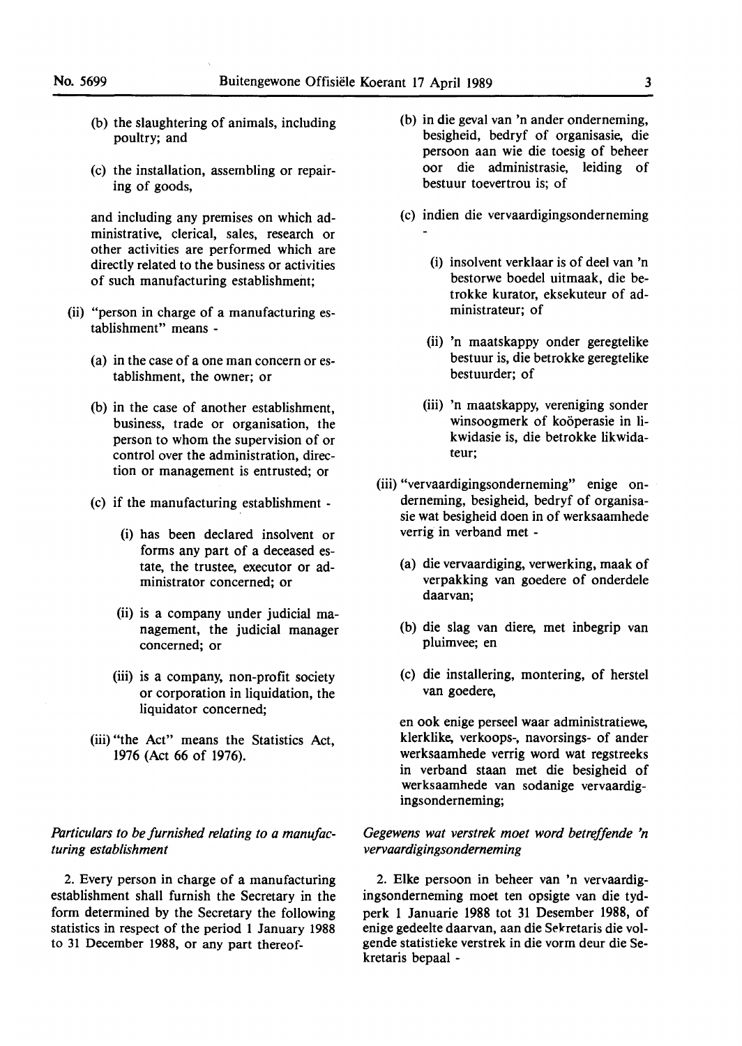(b) the slaughtering of animals, including poultry; and

(c) the installation, assembling or repairing of goods,

and including any premises on which administrative, clerical, sales, research or other activities are performed which are directly related to the business or activities of such manufacturing establishment;

(ii) "person in charge of a manufacturing establishment" means -

(a) in the case of a one man concern or establishment, the owner; or

(b) in the case of another establishment, business, trade or organisation, the person to whom the supervision of or control over the administration, direction or management is entrusted; or

(c) if the manufacturing establishment -

(i) has been declared insolvent or forms any part of a deceased estate, the trustee, executor or administrator concerned; or

(ii) is a company under judicial management, the judicial manager concerned; or

(iii) is a company, non-profit society or corporation in liquidation, the liquidator concerned;

(iii) "the Act" means the Statistics Act, 1976 (Act 66 of 1976).

*Particulars to be furnished relating to a manufacturing establishment*

2. Every person in charge of a manufacturing establishment shall furnish the Secretary in the form determined by the Secretary the following statistics in respect of the period 1 January 1988 to 31 December 1988, or any part thereof-

(b) in die geval van 'n ander onderneming, besigheid, bedryf of organisasie, die persoon aan wie die toesig of beheer oor die administrasie, leiding of bestuur toevertrou is; of

(c) indien die vervaardigingsonderneming -

(i) insolvent verklaar is of deel van 'n bestorwe boedel uitmaak, die betrokke kurator, eksekuteur of administrateur; of

(ii) 'n maatskappy onder geregtelike bestuur is, die betrokke geregtelike bestuurder; of

(iii) 'n maatskappy, vereniging sonder winsoogmerk of koöperasie in likwidasie is, die betrokke likwidateur;

(iii) "vervaardigingsonderneming" enige onderneming, besigheid, bedryf of organisasie wat besigheid doen in of werksaamhede verrig in verband met -

(a) die vervaardiging, verwerking, maak of verpakking van goedere of onderdele daarvan;

(b) die slag van diere, met inbegrip van pluimvee; en

(c) die installering, montering, of herstel van goedere,

en ook enige perseel waar administratiewe, klerklike, verkoops-, navorsings- of ander werksaamhede verrig word wat regstreeks in verband staan met die besigheid of werksaamhede van sodanige vervaardigingsonderneming;

*Gegewens wat verstrek moet word betreffende 'n vervaardigingsonderneming*

2. Elke persoon in beheer van 'n vervaardigingsonderneming moet ten opsigte van die tydperk 1 Januarie 1988 tot 31 Desember 1988, of enige gedeelte daarvan, aan die Sekretaris die volgende statistieke verstrek in die vorm deur die Sekretaris bepaal -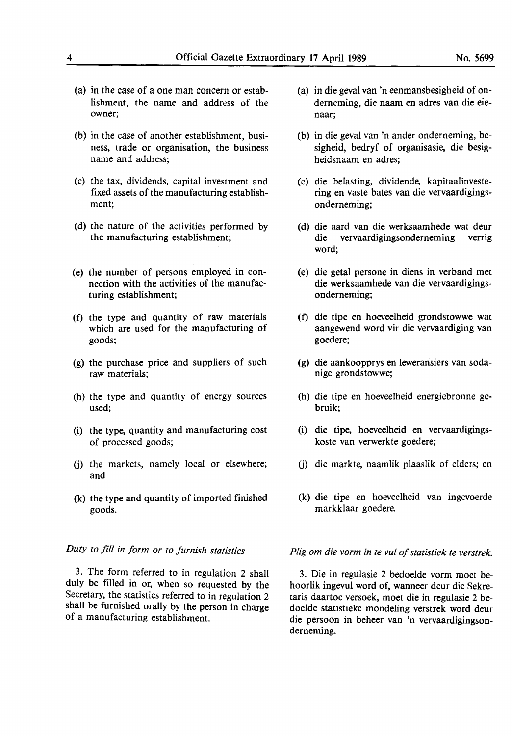(a) in the case of a one man concern or establishment, the name and address of the owner;

(b) in the case of another establishment, business, trade or organisation, the business name and address;

(c) the tax, dividends, capital investment and fixed assets of the manufacturing establishment;

(d) the nature of the activities performed by the manufacturing establishment;

(e) the number of persons employed in connection with the activities of the manufacturing establishment;

(f) the type and quantity of raw materials which are used for the manufacturing of goods;

(g) the purchase price and suppliers of such raw materials;

(h) the type and quantity of energy sources used;

(i) the type, quantity and manufacturing cost of processed goods;

(j) the markets, namely local or elsewhere; and

(k) the type and quantity of imported finished goods.

*Duty to fill in form or to furnish statistics*

3. The form referred to in regulation 2 shall duly be filled in or, when so requested by the Secretary, the statistics referred to in regulation 2 shall be furnished orally by the person in charge of a manufacturing establishment.

(a) in die geval van 'n eenmansbesigheid of onderneming, die naam en adres van die eienaar;

(b) in die geval van 'n ander onderneming, besigheid, bedryf of organisasie, die besigheidsnaam en adres;

(c) die belasting, dividende, kapitaalinvestering en vaste bates van die vervaardigingsonderneming;

(d) die aard van die werksaamhede wat deur die vervaardigingsonderneming verrig word;

(e) die getal persone in diens in verband met die werksaamhede van die vervaardigingsonderneming;

(f) die tipe en hoeveelheid grondstowwe wat aangewend word vir die vervaardiging van goedere;

(g) die aankoopprys en leweransiers van sodanige grondstowwe;

(h) die tipe en hoeveelheid energiebronne gebruik;

(i) die tipe, hoeveelheid en vervaardigingskoste van verwerkte goedere;

(j) die markte, naamlik plaaslik of elders; en

(k) die tipe en hoeveelheid van ingevoerde markklaar goedere.

*Plig om die vorm in te vul of statistiek te verstrek.*

3. Die in regulasie 2 bedoelde vorm moet behoorlik ingevul word of, wanneer deur die Sekretaris daartoe versoek, moet die in regulasie 2 bedoelde statistieke mondeling verstrek word deur die persoon in beheer van 'n vervaardigingsonderneming.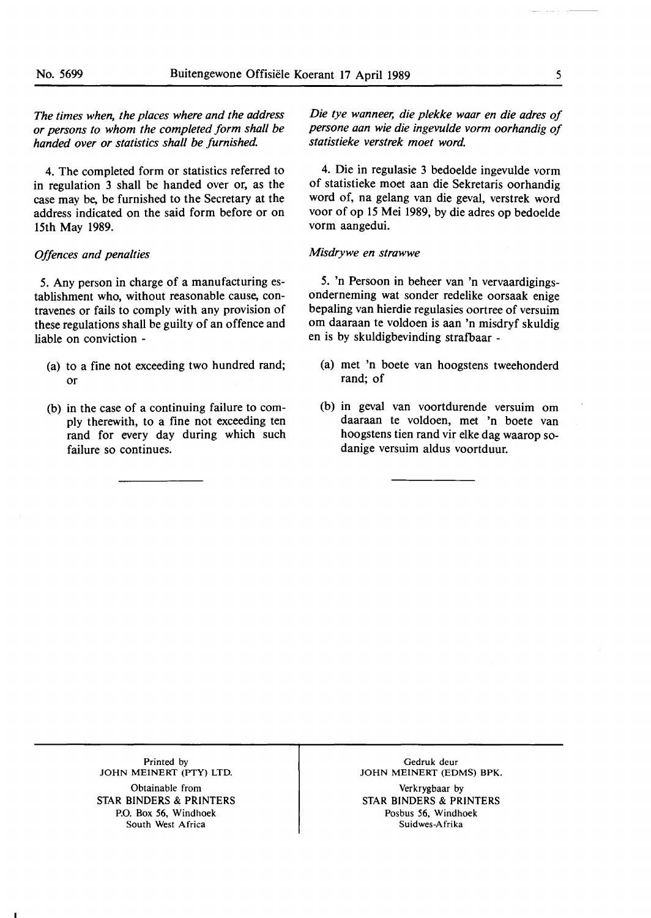*The times when, the places where and the address or persons to whom the completed form shall be handed over or statistics shall be furnished.*

4. The completed form or statistics referred to in regulation 3 shall be handed over or, as the case may be, be furnished to the Secretary at the address indicated on the said form before or on 15th May 1989.

*Offences and penalties*

5. Any person in charge of a manufacturing establishment who, without reasonable cause, contravenes or fails to comply with any provision of these regulations shall be guilty of an offence and liable on conviction -

(a) to a fine not exceeding two hundred rand; or

(b) in the case of a continuing failure to comply therewith, to a fine not exceeding ten rand for every day during which such failure so continues.

---

*Die tye wanneer, die plekke waar en die adres of persone aan wie die ingevulde vorm oorhandig of statistieke verstrek moet word.*

4. Die in regulasie 3 bedoelde ingevulde vorm of statistieke moet aan die Sekretaris oorhandig word of, na gelang van die geval, verstrek word voor of op 15 Mei 1989, by die adres op bedoelde vorm aangedui.

*Misdrywe en strawwe*

5. 'n Persoon in beheer van 'n vervaardigingsonderneming wat sonder redelike oorsaak enige bepaling van hierdie regulasies oortree of versuim om daaraan te voldoen is aan 'n misdryf skuldig en is by skuldigbevinding strafbaar -

(a) met 'n boete van hoogstens tweehonderd rand; of

(b) in geval van voortdurende versuim om daaraan te voldoen, met 'n boete van hoogstens tien rand vir elke dag waarop sodanige versuim aldus voortduur.

---

Printed by
JOHN MEINERT (PTY) LTD.
Obtainable from
STAR BINDERS & PRINTERS
P.O. Box 56, Windhoek
South West Africa

Gedruk deur
JOHN MEINERT (EDMS) BPK.
Verkrygbaar by
STAR BINDERS & PRINTERS
Posbus 56, Windhoek
Suidwes-Afrika